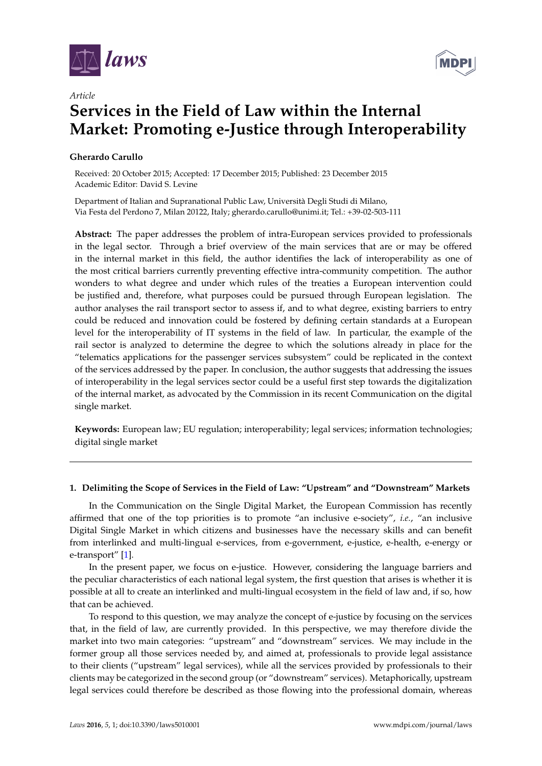*Article*

# Services in the Field of Law within the Internal Market: Promoting e-Justice through Interoperability

**Gherardo Carullo**

Received: 20 October 2015; Accepted: 17 December 2015; Published: 23 December 2015
Academic Editor: David S. Levine

Department of Italian and Supranational Public Law, Università Degli Studi di Milano, Via Festa del Perdono 7, Milan 20122, Italy; gherardo.carullo@unimi.it; Tel.: +39-02-503-111

**Abstract:** The paper addresses the problem of intra-European services provided to professionals in the legal sector. Through a brief overview of the main services that are or may be offered in the internal market in this field, the author identifies the lack of interoperability as one of the most critical barriers currently preventing effective intra-community competition. The author wonders to what degree and under which rules of the treaties a European intervention could be justified and, therefore, what purposes could be pursued through European legislation. The author analyses the rail transport sector to assess if, and to what degree, existing barriers to entry could be reduced and innovation could be fostered by defining certain standards at a European level for the interoperability of IT systems in the field of law. In particular, the example of the rail sector is analyzed to determine the degree to which the solutions already in place for the "telematics applications for the passenger services subsystem" could be replicated in the context of the services addressed by the paper. In conclusion, the author suggests that addressing the issues of interoperability in the legal services sector could be a useful first step towards the digitalization of the internal market, as advocated by the Commission in its recent Communication on the digital single market.

**Keywords:** European law; EU regulation; interoperability; legal services; information technologies; digital single market

---

## 1. Delimiting the Scope of Services in the Field of Law: "Upstream" and "Downstream" Markets

In the Communication on the Single Digital Market, the European Commission has recently affirmed that one of the top priorities is to promote "an inclusive e-society", *i.e.*, "an inclusive Digital Single Market in which citizens and businesses have the necessary skills and can benefit from interlinked and multi-lingual e-services, from e-government, e-justice, e-health, e-energy or e-transport" [1].

In the present paper, we focus on e-justice. However, considering the language barriers and the peculiar characteristics of each national legal system, the first question that arises is whether it is possible at all to create an interlinked and multi-lingual ecosystem in the field of law and, if so, how that can be achieved.

To respond to this question, we may analyze the concept of e-justice by focusing on the services that, in the field of law, are currently provided. In this perspective, we may therefore divide the market into two main categories: "upstream" and "downstream" services. We may include in the former group all those services needed by, and aimed at, professionals to provide legal assistance to their clients ("upstream" legal services), while all the services provided by professionals to their clients may be categorized in the second group (or "downstream" services). Metaphorically, upstream legal services could therefore be described as those flowing into the professional domain, whereas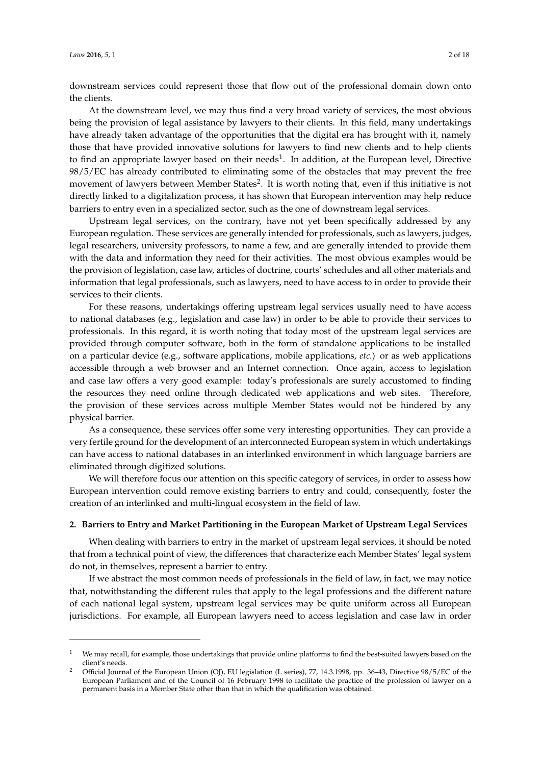downstream services could represent those that flow out of the professional domain down onto the clients.

At the downstream level, we may thus find a very broad variety of services, the most obvious being the provision of legal assistance by lawyers to their clients. In this field, many undertakings have already taken advantage of the opportunities that the digital era has brought with it, namely those that have provided innovative solutions for lawyers to find new clients and to help clients to find an appropriate lawyer based on their needs[1]. In addition, at the European level, Directive 98/5/EC has already contributed to eliminating some of the obstacles that may prevent the free movement of lawyers between Member States[2]. It is worth noting that, even if this initiative is not directly linked to a digitalization process, it has shown that European intervention may help reduce barriers to entry even in a specialized sector, such as the one of downstream legal services.

Upstream legal services, on the contrary, have not yet been specifically addressed by any European regulation. These services are generally intended for professionals, such as lawyers, judges, legal researchers, university professors, to name a few, and are generally intended to provide them with the data and information they need for their activities. The most obvious examples would be the provision of legislation, case law, articles of doctrine, courts' schedules and all other materials and information that legal professionals, such as lawyers, need to have access to in order to provide their services to their clients.

For these reasons, undertakings offering upstream legal services usually need to have access to national databases (e.g., legislation and case law) in order to be able to provide their services to professionals. In this regard, it is worth noting that today most of the upstream legal services are provided through computer software, both in the form of standalone applications to be installed on a particular device (e.g., software applications, mobile applications, *etc.*) or as web applications accessible through a web browser and an Internet connection. Once again, access to legislation and case law offers a very good example: today's professionals are surely accustomed to finding the resources they need online through dedicated web applications and web sites. Therefore, the provision of these services across multiple Member States would not be hindered by any physical barrier.

As a consequence, these services offer some very interesting opportunities. They can provide a very fertile ground for the development of an interconnected European system in which undertakings can have access to national databases in an interlinked environment in which language barriers are eliminated through digitized solutions.

We will therefore focus our attention on this specific category of services, in order to assess how European intervention could remove existing barriers to entry and could, consequently, foster the creation of an interlinked and multi-lingual ecosystem in the field of law.

## 2. Barriers to Entry and Market Partitioning in the European Market of Upstream Legal Services

When dealing with barriers to entry in the market of upstream legal services, it should be noted that from a technical point of view, the differences that characterize each Member States' legal system do not, in themselves, represent a barrier to entry.

If we abstract the most common needs of professionals in the field of law, in fact, we may notice that, notwithstanding the different rules that apply to the legal professions and the different nature of each national legal system, upstream legal services may be quite uniform across all European jurisdictions. For example, all European lawyers need to access legislation and case law in order

[1] We may recall, for example, those undertakings that provide online platforms to find the best-suited lawyers based on the client's needs.

[2] Official Journal of the European Union (OJ), EU legislation (L series), 77, 14.3.1998, pp. 36–43, Directive 98/5/EC of the European Parliament and of the Council of 16 February 1998 to facilitate the practice of the profession of lawyer on a permanent basis in a Member State other than that in which the qualification was obtained.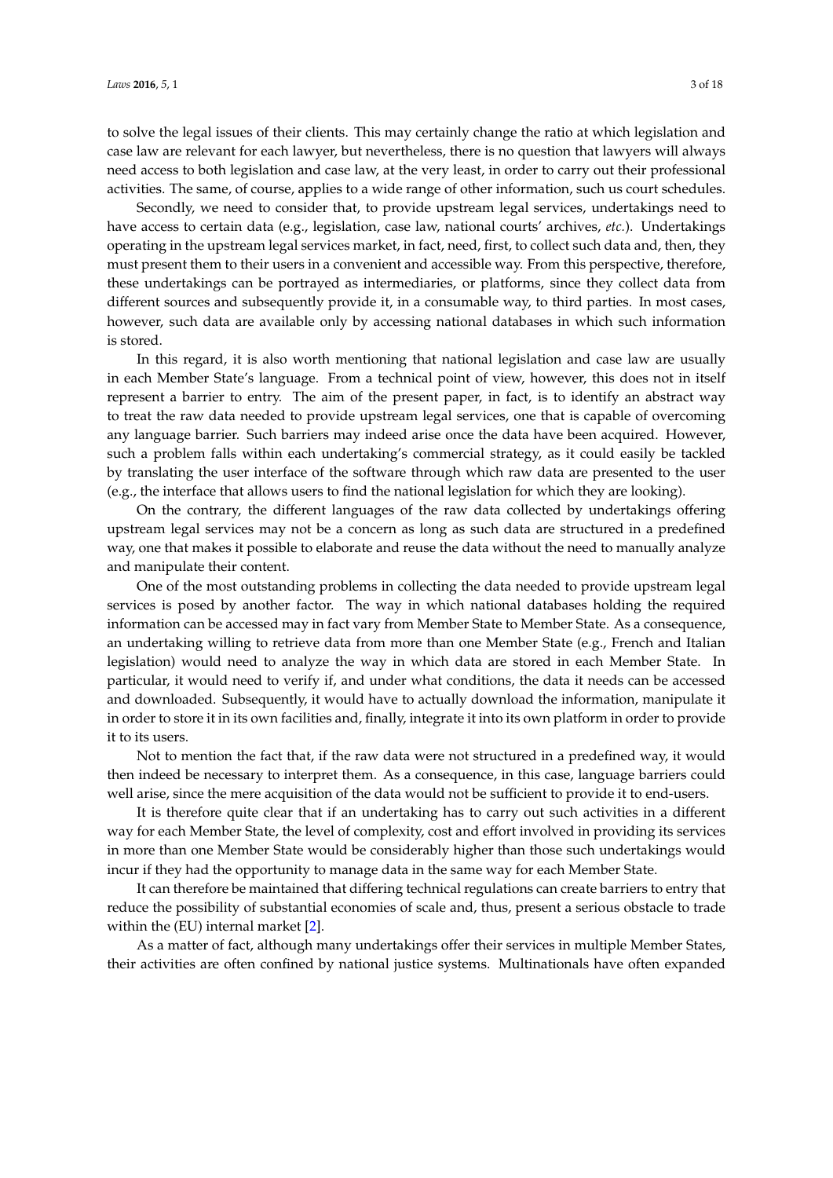to solve the legal issues of their clients. This may certainly change the ratio at which legislation and case law are relevant for each lawyer, but nevertheless, there is no question that lawyers will always need access to both legislation and case law, at the very least, in order to carry out their professional activities. The same, of course, applies to a wide range of other information, such us court schedules.

Secondly, we need to consider that, to provide upstream legal services, undertakings need to have access to certain data (e.g., legislation, case law, national courts' archives, *etc.*). Undertakings operating in the upstream legal services market, in fact, need, first, to collect such data and, then, they must present them to their users in a convenient and accessible way. From this perspective, therefore, these undertakings can be portrayed as intermediaries, or platforms, since they collect data from different sources and subsequently provide it, in a consumable way, to third parties. In most cases, however, such data are available only by accessing national databases in which such information is stored.

In this regard, it is also worth mentioning that national legislation and case law are usually in each Member State's language. From a technical point of view, however, this does not in itself represent a barrier to entry. The aim of the present paper, in fact, is to identify an abstract way to treat the raw data needed to provide upstream legal services, one that is capable of overcoming any language barrier. Such barriers may indeed arise once the data have been acquired. However, such a problem falls within each undertaking's commercial strategy, as it could easily be tackled by translating the user interface of the software through which raw data are presented to the user (e.g., the interface that allows users to find the national legislation for which they are looking).

On the contrary, the different languages of the raw data collected by undertakings offering upstream legal services may not be a concern as long as such data are structured in a predefined way, one that makes it possible to elaborate and reuse the data without the need to manually analyze and manipulate their content.

One of the most outstanding problems in collecting the data needed to provide upstream legal services is posed by another factor. The way in which national databases holding the required information can be accessed may in fact vary from Member State to Member State. As a consequence, an undertaking willing to retrieve data from more than one Member State (e.g., French and Italian legislation) would need to analyze the way in which data are stored in each Member State. In particular, it would need to verify if, and under what conditions, the data it needs can be accessed and downloaded. Subsequently, it would have to actually download the information, manipulate it in order to store it in its own facilities and, finally, integrate it into its own platform in order to provide it to its users.

Not to mention the fact that, if the raw data were not structured in a predefined way, it would then indeed be necessary to interpret them. As a consequence, in this case, language barriers could well arise, since the mere acquisition of the data would not be sufficient to provide it to end-users.

It is therefore quite clear that if an undertaking has to carry out such activities in a different way for each Member State, the level of complexity, cost and effort involved in providing its services in more than one Member State would be considerably higher than those such undertakings would incur if they had the opportunity to manage data in the same way for each Member State.

It can therefore be maintained that differing technical regulations can create barriers to entry that reduce the possibility of substantial economies of scale and, thus, present a serious obstacle to trade within the (EU) internal market [2].

As a matter of fact, although many undertakings offer their services in multiple Member States, their activities are often confined by national justice systems. Multinationals have often expanded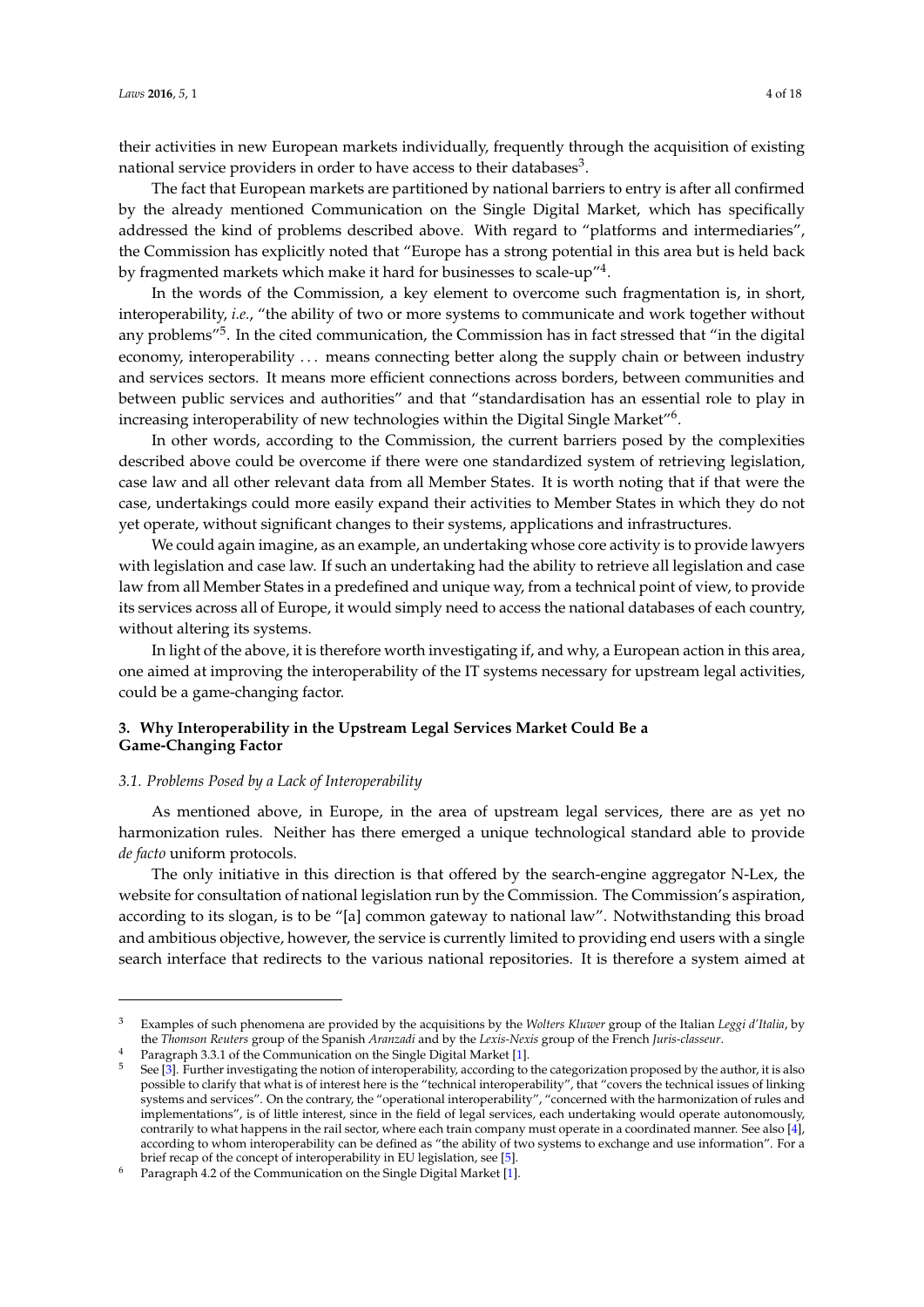their activities in new European markets individually, frequently through the acquisition of existing national service providers in order to have access to their databases[3].

The fact that European markets are partitioned by national barriers to entry is after all confirmed by the already mentioned Communication on the Single Digital Market, which has specifically addressed the kind of problems described above. With regard to "platforms and intermediaries", the Commission has explicitly noted that "Europe has a strong potential in this area but is held back by fragmented markets which make it hard for businesses to scale-up"[4].

In the words of the Commission, a key element to overcome such fragmentation is, in short, interoperability, *i.e.*, "the ability of two or more systems to communicate and work together without any problems"[5]. In the cited communication, the Commission has in fact stressed that "in the digital economy, interoperability ... means connecting better along the supply chain or between industry and services sectors. It means more efficient connections across borders, between communities and between public services and authorities" and that "standardisation has an essential role to play in increasing interoperability of new technologies within the Digital Single Market"[6].

In other words, according to the Commission, the current barriers posed by the complexities described above could be overcome if there were one standardized system of retrieving legislation, case law and all other relevant data from all Member States. It is worth noting that if that were the case, undertakings could more easily expand their activities to Member States in which they do not yet operate, without significant changes to their systems, applications and infrastructures.

We could again imagine, as an example, an undertaking whose core activity is to provide lawyers with legislation and case law. If such an undertaking had the ability to retrieve all legislation and case law from all Member States in a predefined and unique way, from a technical point of view, to provide its services across all of Europe, it would simply need to access the national databases of each country, without altering its systems.

In light of the above, it is therefore worth investigating if, and why, a European action in this area, one aimed at improving the interoperability of the IT systems necessary for upstream legal activities, could be a game-changing factor.

## 3. Why Interoperability in the Upstream Legal Services Market Could Be a Game-Changing Factor

### *3.1. Problems Posed by a Lack of Interoperability*

As mentioned above, in Europe, in the area of upstream legal services, there are as yet no harmonization rules. Neither has there emerged a unique technological standard able to provide *de facto* uniform protocols.

The only initiative in this direction is that offered by the search-engine aggregator N-Lex, the website for consultation of national legislation run by the Commission. The Commission's aspiration, according to its slogan, is to be "[a] common gateway to national law". Notwithstanding this broad and ambitious objective, however, the service is currently limited to providing end users with a single search interface that redirects to the various national repositories. It is therefore a system aimed at

---

[3] Examples of such phenomena are provided by the acquisitions by the *Wolters Kluwer* group of the Italian *Leggi d'Italia*, by the *Thomson Reuters* group of the Spanish *Aranzadi* and by the *Lexis-Nexis* group of the French *Juris-classeur*.

[4] Paragraph 3.3.1 of the Communication on the Single Digital Market [1].

[5] See [3]. Further investigating the notion of interoperability, according to the categorization proposed by the author, it is also possible to clarify that what is of interest here is the "technical interoperability", that "covers the technical issues of linking systems and services". On the contrary, the "operational interoperability", "concerned with the harmonization of rules and implementations", is of little interest, since in the field of legal services, each undertaking would operate autonomously, contrarily to what happens in the rail sector, where each train company must operate in a coordinated manner. See also [4], according to whom interoperability can be defined as "the ability of two systems to exchange and use information". For a brief recap of the concept of interoperability in EU legislation, see [5].

[6] Paragraph 4.2 of the Communication on the Single Digital Market [1].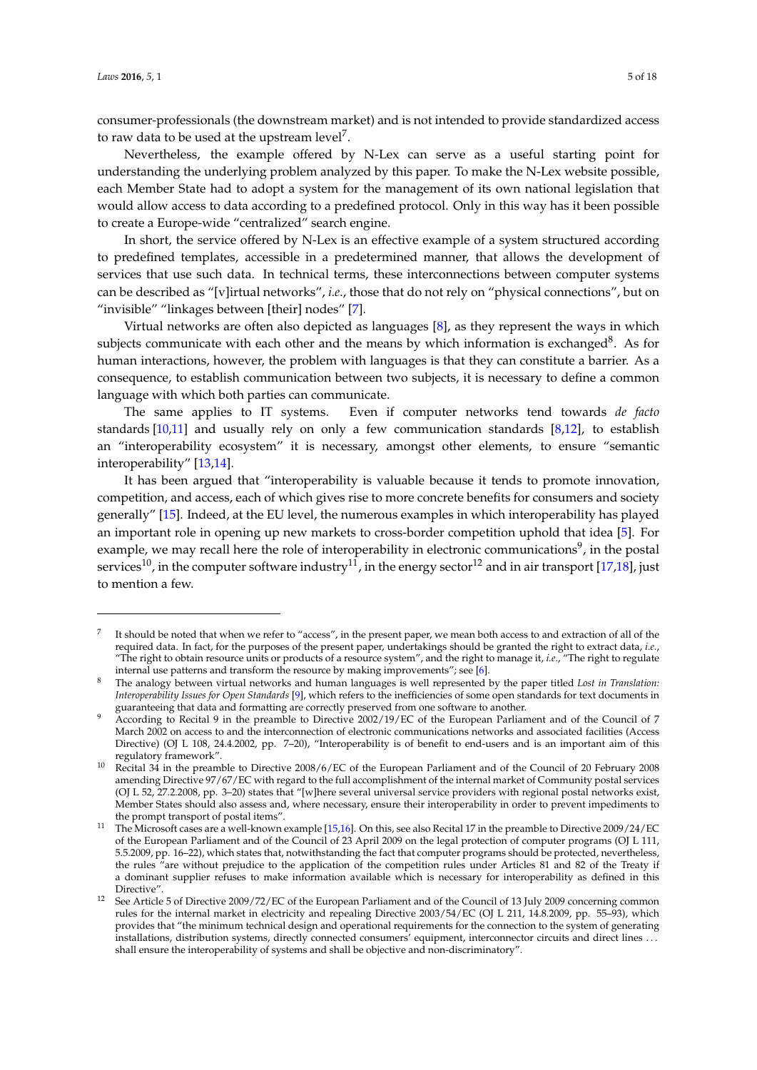consumer-professionals (the downstream market) and is not intended to provide standardized access to raw data to be used at the upstream level[7].

Nevertheless, the example offered by N-Lex can serve as a useful starting point for understanding the underlying problem analyzed by this paper. To make the N-Lex website possible, each Member State had to adopt a system for the management of its own national legislation that would allow access to data according to a predefined protocol. Only in this way has it been possible to create a Europe-wide "centralized" search engine.

In short, the service offered by N-Lex is an effective example of a system structured according to predefined templates, accessible in a predetermined manner, that allows the development of services that use such data. In technical terms, these interconnections between computer systems can be described as "[v]irtual networks", *i.e.*, those that do not rely on "physical connections", but on "invisible" "linkages between [their] nodes" [7].

Virtual networks are often also depicted as languages [8], as they represent the ways in which subjects communicate with each other and the means by which information is exchanged[8]. As for human interactions, however, the problem with languages is that they can constitute a barrier. As a consequence, to establish communication between two subjects, it is necessary to define a common language with which both parties can communicate.

The same applies to IT systems. Even if computer networks tend towards *de facto* standards [10,11] and usually rely on only a few communication standards [8,12], to establish an "interoperability ecosystem" it is necessary, amongst other elements, to ensure "semantic interoperability" [13,14].

It has been argued that "interoperability is valuable because it tends to promote innovation, competition, and access, each of which gives rise to more concrete benefits for consumers and society generally" [15]. Indeed, at the EU level, the numerous examples in which interoperability has played an important role in opening up new markets to cross-border competition uphold that idea [5]. For example, we may recall here the role of interoperability in electronic communications[9], in the postal services[10], in the computer software industry[11], in the energy sector[12] and in air transport [17,18], just to mention a few.

---

[7] It should be noted that when we refer to "access", in the present paper, we mean both access to and extraction of all of the required data. In fact, for the purposes of the present paper, undertakings should be granted the right to extract data, *i.e.*, "The right to obtain resource units or products of a resource system", and the right to manage it, *i.e.*, "The right to regulate internal use patterns and transform the resource by making improvements"; see [6].

[8] The analogy between virtual networks and human languages is well represented by the paper titled *Lost in Translation: Interoperability Issues for Open Standards* [9], which refers to the inefficiencies of some open standards for text documents in guaranteeing that data and formatting are correctly preserved from one software to another.

[9] According to Recital 9 in the preamble to Directive 2002/19/EC of the European Parliament and of the Council of 7 March 2002 on access to and the interconnection of electronic communications networks and associated facilities (Access Directive) (OJ L 108, 24.4.2002, pp. 7–20), "Interoperability is of benefit to end-users and is an important aim of this regulatory framework".

[10] Recital 34 in the preamble to Directive 2008/6/EC of the European Parliament and of the Council of 20 February 2008 amending Directive 97/67/EC with regard to the full accomplishment of the internal market of Community postal services (OJ L 52, 27.2.2008, pp. 3–20) states that "[w]here several universal service providers with regional postal networks exist, Member States should also assess and, where necessary, ensure their interoperability in order to prevent impediments to the prompt transport of postal items".

[11] The Microsoft cases are a well-known example [15,16]. On this, see also Recital 17 in the preamble to Directive 2009/24/EC of the European Parliament and of the Council of 23 April 2009 on the legal protection of computer programs (OJ L 111, 5.5.2009, pp. 16–22), which states that, notwithstanding the fact that computer programs should be protected, nevertheless, the rules "are without prejudice to the application of the competition rules under Articles 81 and 82 of the Treaty if a dominant supplier refuses to make information available which is necessary for interoperability as defined in this Directive".

[12] See Article 5 of Directive 2009/72/EC of the European Parliament and of the Council of 13 July 2009 concerning common rules for the internal market in electricity and repealing Directive 2003/54/EC (OJ L 211, 14.8.2009, pp. 55–93), which provides that "the minimum technical design and operational requirements for the connection to the system of generating installations, distribution systems, directly connected consumers' equipment, interconnector circuits and direct lines . . . shall ensure the interoperability of systems and shall be objective and non-discriminatory".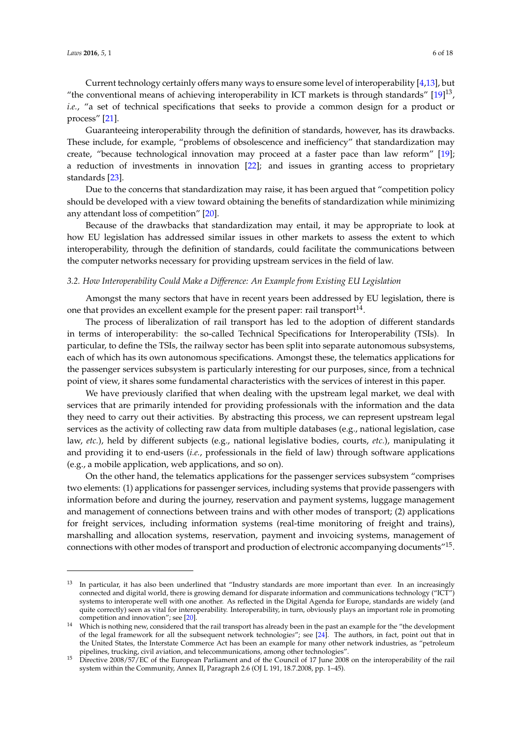Current technology certainly offers many ways to ensure some level of interoperability [4,13], but "the conventional means of achieving interoperability in ICT markets is through standards" [19][13], *i.e.*, "a set of technical specifications that seeks to provide a common design for a product or process" [21].

Guaranteeing interoperability through the definition of standards, however, has its drawbacks. These include, for example, "problems of obsolescence and inefficiency" that standardization may create, "because technological innovation may proceed at a faster pace than law reform" [19]; a reduction of investments in innovation [22]; and issues in granting access to proprietary standards [23].

Due to the concerns that standardization may raise, it has been argued that "competition policy should be developed with a view toward obtaining the benefits of standardization while minimizing any attendant loss of competition" [20].

Because of the drawbacks that standardization may entail, it may be appropriate to look at how EU legislation has addressed similar issues in other markets to assess the extent to which interoperability, through the definition of standards, could facilitate the communications between the computer networks necessary for providing upstream services in the field of law.

### *3.2. How Interoperability Could Make a Difference: An Example from Existing EU Legislation*

Amongst the many sectors that have in recent years been addressed by EU legislation, there is one that provides an excellent example for the present paper: rail transport[14].

The process of liberalization of rail transport has led to the adoption of different standards in terms of interoperability: the so-called Technical Specifications for Interoperability (TSIs). In particular, to define the TSIs, the railway sector has been split into separate autonomous subsystems, each of which has its own autonomous specifications. Amongst these, the telematics applications for the passenger services subsystem is particularly interesting for our purposes, since, from a technical point of view, it shares some fundamental characteristics with the services of interest in this paper.

We have previously clarified that when dealing with the upstream legal market, we deal with services that are primarily intended for providing professionals with the information and the data they need to carry out their activities. By abstracting this process, we can represent upstream legal services as the activity of collecting raw data from multiple databases (e.g., national legislation, case law, *etc.*), held by different subjects (e.g., national legislative bodies, courts, *etc.*), manipulating it and providing it to end-users (*i.e.*, professionals in the field of law) through software applications (e.g., a mobile application, web applications, and so on).

On the other hand, the telematics applications for the passenger services subsystem "comprises two elements: (1) applications for passenger services, including systems that provide passengers with information before and during the journey, reservation and payment systems, luggage management and management of connections between trains and with other modes of transport; (2) applications for freight services, including information systems (real-time monitoring of freight and trains), marshalling and allocation systems, reservation, payment and invoicing systems, management of connections with other modes of transport and production of electronic accompanying documents"[15].

---

[13] In particular, it has also been underlined that "Industry standards are more important than ever. In an increasingly connected and digital world, there is growing demand for disparate information and communications technology ("ICT") systems to interoperate well with one another. As reflected in the Digital Agenda for Europe, standards are widely (and quite correctly) seen as vital for interoperability. Interoperability, in turn, obviously plays an important role in promoting competition and innovation"; see [20].

[14] Which is nothing new, considered that the rail transport has already been in the past an example for the "the development of the legal framework for all the subsequent network technologies"; see [24]. The authors, in fact, point out that in the United States, the Interstate Commerce Act has been an example for many other network industries, as "petroleum pipelines, trucking, civil aviation, and telecommunications, among other technologies".

[15] Directive 2008/57/EC of the European Parliament and of the Council of 17 June 2008 on the interoperability of the rail system within the Community, Annex II, Paragraph 2.6 (OJ L 191, 18.7.2008, pp. 1–45).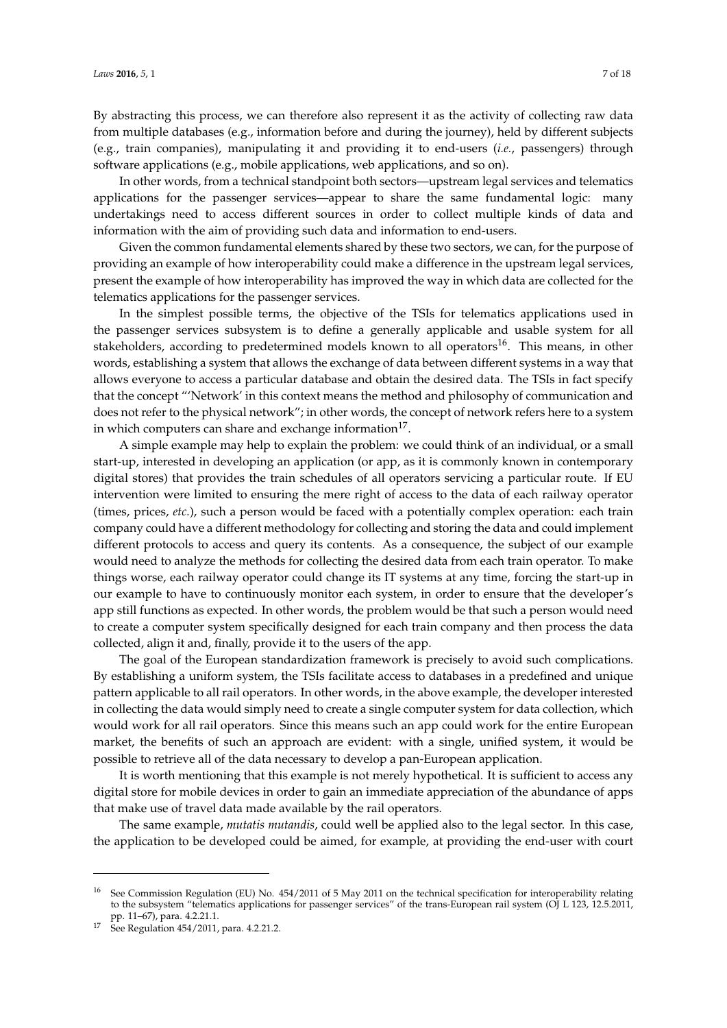By abstracting this process, we can therefore also represent it as the activity of collecting raw data from multiple databases (e.g., information before and during the journey), held by different subjects (e.g., train companies), manipulating it and providing it to end-users (*i.e.*, passengers) through software applications (e.g., mobile applications, web applications, and so on).

In other words, from a technical standpoint both sectors—upstream legal services and telematics applications for the passenger services—appear to share the same fundamental logic: many undertakings need to access different sources in order to collect multiple kinds of data and information with the aim of providing such data and information to end-users.

Given the common fundamental elements shared by these two sectors, we can, for the purpose of providing an example of how interoperability could make a difference in the upstream legal services, present the example of how interoperability has improved the way in which data are collected for the telematics applications for the passenger services.

In the simplest possible terms, the objective of the TSIs for telematics applications used in the passenger services subsystem is to define a generally applicable and usable system for all stakeholders, according to predetermined models known to all operators[16]. This means, in other words, establishing a system that allows the exchange of data between different systems in a way that allows everyone to access a particular database and obtain the desired data. The TSIs in fact specify that the concept "'Network' in this context means the method and philosophy of communication and does not refer to the physical network"; in other words, the concept of network refers here to a system in which computers can share and exchange information[17].

A simple example may help to explain the problem: we could think of an individual, or a small start-up, interested in developing an application (or app, as it is commonly known in contemporary digital stores) that provides the train schedules of all operators servicing a particular route. If EU intervention were limited to ensuring the mere right of access to the data of each railway operator (times, prices, *etc.*), such a person would be faced with a potentially complex operation: each train company could have a different methodology for collecting and storing the data and could implement different protocols to access and query its contents. As a consequence, the subject of our example would need to analyze the methods for collecting the desired data from each train operator. To make things worse, each railway operator could change its IT systems at any time, forcing the start-up in our example to have to continuously monitor each system, in order to ensure that the developer's app still functions as expected. In other words, the problem would be that such a person would need to create a computer system specifically designed for each train company and then process the data collected, align it and, finally, provide it to the users of the app.

The goal of the European standardization framework is precisely to avoid such complications. By establishing a uniform system, the TSIs facilitate access to databases in a predefined and unique pattern applicable to all rail operators. In other words, in the above example, the developer interested in collecting the data would simply need to create a single computer system for data collection, which would work for all rail operators. Since this means such an app could work for the entire European market, the benefits of such an approach are evident: with a single, unified system, it would be possible to retrieve all of the data necessary to develop a pan-European application.

It is worth mentioning that this example is not merely hypothetical. It is sufficient to access any digital store for mobile devices in order to gain an immediate appreciation of the abundance of apps that make use of travel data made available by the rail operators.

The same example, *mutatis mutandis*, could well be applied also to the legal sector. In this case, the application to be developed could be aimed, for example, at providing the end-user with court

---

[16] See Commission Regulation (EU) No. 454/2011 of 5 May 2011 on the technical specification for interoperability relating to the subsystem "telematics applications for passenger services" of the trans-European rail system (OJ L 123, 12.5.2011, pp. 11–67), para. 4.2.21.1.

[17] See Regulation 454/2011, para. 4.2.21.2.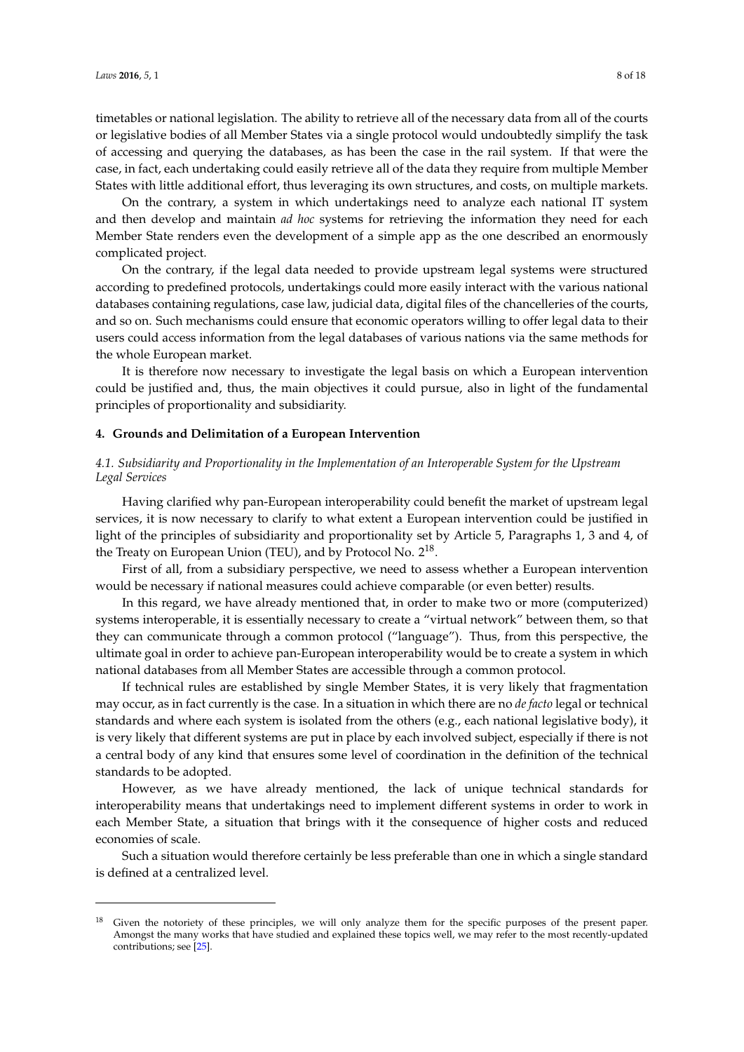timetables or national legislation. The ability to retrieve all of the necessary data from all of the courts or legislative bodies of all Member States via a single protocol would undoubtedly simplify the task of accessing and querying the databases, as has been the case in the rail system. If that were the case, in fact, each undertaking could easily retrieve all of the data they require from multiple Member States with little additional effort, thus leveraging its own structures, and costs, on multiple markets.

On the contrary, a system in which undertakings need to analyze each national IT system and then develop and maintain *ad hoc* systems for retrieving the information they need for each Member State renders even the development of a simple app as the one described an enormously complicated project.

On the contrary, if the legal data needed to provide upstream legal systems were structured according to predefined protocols, undertakings could more easily interact with the various national databases containing regulations, case law, judicial data, digital files of the chancelleries of the courts, and so on. Such mechanisms could ensure that economic operators willing to offer legal data to their users could access information from the legal databases of various nations via the same methods for the whole European market.

It is therefore now necessary to investigate the legal basis on which a European intervention could be justified and, thus, the main objectives it could pursue, also in light of the fundamental principles of proportionality and subsidiarity.

## 4. Grounds and Delimitation of a European Intervention

### *4.1. Subsidiarity and Proportionality in the Implementation of an Interoperable System for the Upstream Legal Services*

Having clarified why pan-European interoperability could benefit the market of upstream legal services, it is now necessary to clarify to what extent a European intervention could be justified in light of the principles of subsidiarity and proportionality set by Article 5, Paragraphs 1, 3 and 4, of the Treaty on European Union (TEU), and by Protocol No. 2[18].

First of all, from a subsidiary perspective, we need to assess whether a European intervention would be necessary if national measures could achieve comparable (or even better) results.

In this regard, we have already mentioned that, in order to make two or more (computerized) systems interoperable, it is essentially necessary to create a "virtual network" between them, so that they can communicate through a common protocol ("language"). Thus, from this perspective, the ultimate goal in order to achieve pan-European interoperability would be to create a system in which national databases from all Member States are accessible through a common protocol.

If technical rules are established by single Member States, it is very likely that fragmentation may occur, as in fact currently is the case. In a situation in which there are no *de facto* legal or technical standards and where each system is isolated from the others (e.g., each national legislative body), it is very likely that different systems are put in place by each involved subject, especially if there is not a central body of any kind that ensures some level of coordination in the definition of the technical standards to be adopted.

However, as we have already mentioned, the lack of unique technical standards for interoperability means that undertakings need to implement different systems in order to work in each Member State, a situation that brings with it the consequence of higher costs and reduced economies of scale.

Such a situation would therefore certainly be less preferable than one in which a single standard is defined at a centralized level.

[18] Given the notoriety of these principles, we will only analyze them for the specific purposes of the present paper. Amongst the many works that have studied and explained these topics well, we may refer to the most recently-updated contributions; see [25].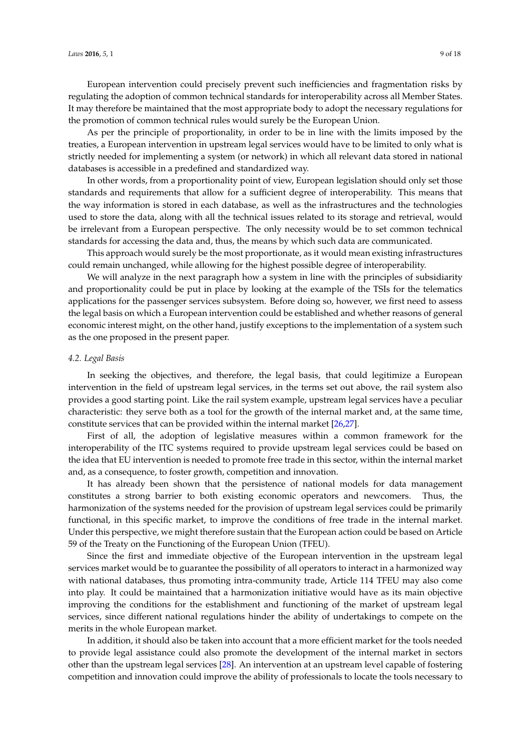European intervention could precisely prevent such inefficiencies and fragmentation risks by regulating the adoption of common technical standards for interoperability across all Member States. It may therefore be maintained that the most appropriate body to adopt the necessary regulations for the promotion of common technical rules would surely be the European Union.

As per the principle of proportionality, in order to be in line with the limits imposed by the treaties, a European intervention in upstream legal services would have to be limited to only what is strictly needed for implementing a system (or network) in which all relevant data stored in national databases is accessible in a predefined and standardized way.

In other words, from a proportionality point of view, European legislation should only set those standards and requirements that allow for a sufficient degree of interoperability. This means that the way information is stored in each database, as well as the infrastructures and the technologies used to store the data, along with all the technical issues related to its storage and retrieval, would be irrelevant from a European perspective. The only necessity would be to set common technical standards for accessing the data and, thus, the means by which such data are communicated.

This approach would surely be the most proportionate, as it would mean existing infrastructures could remain unchanged, while allowing for the highest possible degree of interoperability.

We will analyze in the next paragraph how a system in line with the principles of subsidiarity and proportionality could be put in place by looking at the example of the TSIs for the telematics applications for the passenger services subsystem. Before doing so, however, we first need to assess the legal basis on which a European intervention could be established and whether reasons of general economic interest might, on the other hand, justify exceptions to the implementation of a system such as the one proposed in the present paper.

### *4.2. Legal Basis*

In seeking the objectives, and therefore, the legal basis, that could legitimize a European intervention in the field of upstream legal services, in the terms set out above, the rail system also provides a good starting point. Like the rail system example, upstream legal services have a peculiar characteristic: they serve both as a tool for the growth of the internal market and, at the same time, constitute services that can be provided within the internal market [26,27].

First of all, the adoption of legislative measures within a common framework for the interoperability of the ITC systems required to provide upstream legal services could be based on the idea that EU intervention is needed to promote free trade in this sector, within the internal market and, as a consequence, to foster growth, competition and innovation.

It has already been shown that the persistence of national models for data management constitutes a strong barrier to both existing economic operators and newcomers. Thus, the harmonization of the systems needed for the provision of upstream legal services could be primarily functional, in this specific market, to improve the conditions of free trade in the internal market. Under this perspective, we might therefore sustain that the European action could be based on Article 59 of the Treaty on the Functioning of the European Union (TFEU).

Since the first and immediate objective of the European intervention in the upstream legal services market would be to guarantee the possibility of all operators to interact in a harmonized way with national databases, thus promoting intra-community trade, Article 114 TFEU may also come into play. It could be maintained that a harmonization initiative would have as its main objective improving the conditions for the establishment and functioning of the market of upstream legal services, since different national regulations hinder the ability of undertakings to compete on the merits in the whole European market.

In addition, it should also be taken into account that a more efficient market for the tools needed to provide legal assistance could also promote the development of the internal market in sectors other than the upstream legal services [28]. An intervention at an upstream level capable of fostering competition and innovation could improve the ability of professionals to locate the tools necessary to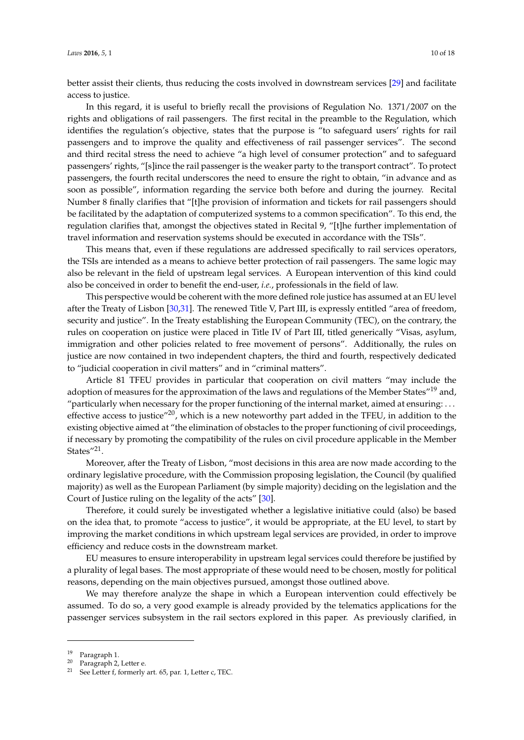better assist their clients, thus reducing the costs involved in downstream services [29] and facilitate access to justice.

In this regard, it is useful to briefly recall the provisions of Regulation No. 1371/2007 on the rights and obligations of rail passengers. The first recital in the preamble to the Regulation, which identifies the regulation's objective, states that the purpose is "to safeguard users' rights for rail passengers and to improve the quality and effectiveness of rail passenger services". The second and third recital stress the need to achieve "a high level of consumer protection" and to safeguard passengers' rights, "[s]ince the rail passenger is the weaker party to the transport contract". To protect passengers, the fourth recital underscores the need to ensure the right to obtain, "in advance and as soon as possible", information regarding the service both before and during the journey. Recital Number 8 finally clarifies that "[t]he provision of information and tickets for rail passengers should be facilitated by the adaptation of computerized systems to a common specification". To this end, the regulation clarifies that, amongst the objectives stated in Recital 9, "[t]he further implementation of travel information and reservation systems should be executed in accordance with the TSIs".

This means that, even if these regulations are addressed specifically to rail services operators, the TSIs are intended as a means to achieve better protection of rail passengers. The same logic may also be relevant in the field of upstream legal services. A European intervention of this kind could also be conceived in order to benefit the end-user, *i.e.*, professionals in the field of law.

This perspective would be coherent with the more defined role justice has assumed at an EU level after the Treaty of Lisbon [30,31]. The renewed Title V, Part III, is expressly entitled "area of freedom, security and justice". In the Treaty establishing the European Community (TEC), on the contrary, the rules on cooperation on justice were placed in Title IV of Part III, titled generically "Visas, asylum, immigration and other policies related to free movement of persons". Additionally, the rules on justice are now contained in two independent chapters, the third and fourth, respectively dedicated to "judicial cooperation in civil matters" and in "criminal matters".

Article 81 TFEU provides in particular that cooperation on civil matters "may include the adoption of measures for the approximation of the laws and regulations of the Member States"[19] and, "particularly when necessary for the proper functioning of the internal market, aimed at ensuring: ... effective access to justice"[20], which is a new noteworthy part added in the TFEU, in addition to the existing objective aimed at "the elimination of obstacles to the proper functioning of civil proceedings, if necessary by promoting the compatibility of the rules on civil procedure applicable in the Member States"[21].

Moreover, after the Treaty of Lisbon, "most decisions in this area are now made according to the ordinary legislative procedure, with the Commission proposing legislation, the Council (by qualified majority) as well as the European Parliament (by simple majority) deciding on the legislation and the Court of Justice ruling on the legality of the acts" [30].

Therefore, it could surely be investigated whether a legislative initiative could (also) be based on the idea that, to promote "access to justice", it would be appropriate, at the EU level, to start by improving the market conditions in which upstream legal services are provided, in order to improve efficiency and reduce costs in the downstream market.

EU measures to ensure interoperability in upstream legal services could therefore be justified by a plurality of legal bases. The most appropriate of these would need to be chosen, mostly for political reasons, depending on the main objectives pursued, amongst those outlined above.

We may therefore analyze the shape in which a European intervention could effectively be assumed. To do so, a very good example is already provided by the telematics applications for the passenger services subsystem in the rail sectors explored in this paper. As previously clarified, in

[19] Paragraph 1.

[20] Paragraph 2, Letter e.

[21] See Letter f, formerly art. 65, par. 1, Letter c, TEC.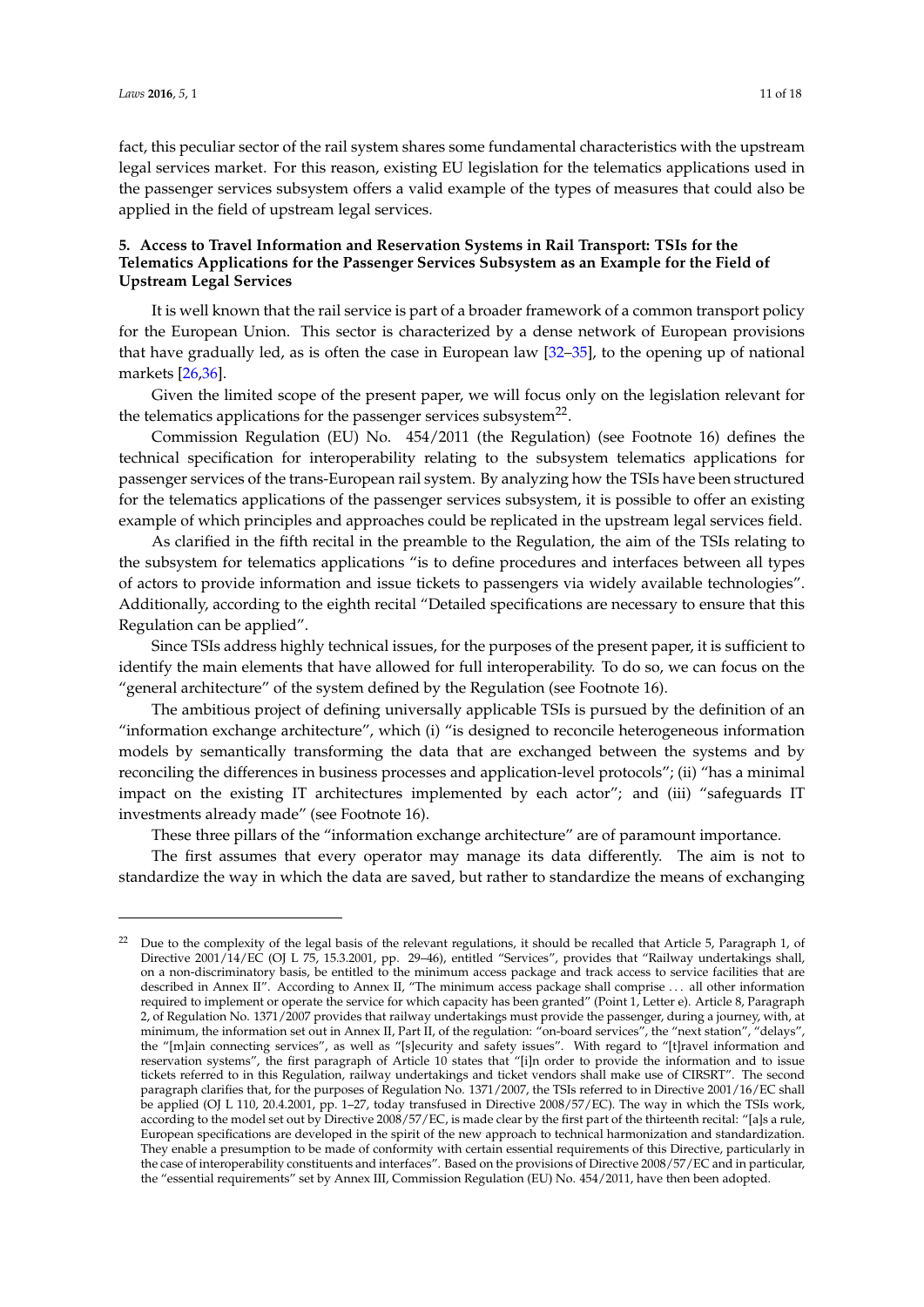fact, this peculiar sector of the rail system shares some fundamental characteristics with the upstream legal services market. For this reason, existing EU legislation for the telematics applications used in the passenger services subsystem offers a valid example of the types of measures that could also be applied in the field of upstream legal services.

## 5. Access to Travel Information and Reservation Systems in Rail Transport: TSIs for the Telematics Applications for the Passenger Services Subsystem as an Example for the Field of Upstream Legal Services

It is well known that the rail service is part of a broader framework of a common transport policy for the European Union. This sector is characterized by a dense network of European provisions that have gradually led, as is often the case in European law [32–35], to the opening up of national markets [26,36].

Given the limited scope of the present paper, we will focus only on the legislation relevant for the telematics applications for the passenger services subsystem[22].

Commission Regulation (EU) No. 454/2011 (the Regulation) (see Footnote 16) defines the technical specification for interoperability relating to the subsystem telematics applications for passenger services of the trans-European rail system. By analyzing how the TSIs have been structured for the telematics applications of the passenger services subsystem, it is possible to offer an existing example of which principles and approaches could be replicated in the upstream legal services field.

As clarified in the fifth recital in the preamble to the Regulation, the aim of the TSIs relating to the subsystem for telematics applications "is to define procedures and interfaces between all types of actors to provide information and issue tickets to passengers via widely available technologies". Additionally, according to the eighth recital "Detailed specifications are necessary to ensure that this Regulation can be applied".

Since TSIs address highly technical issues, for the purposes of the present paper, it is sufficient to identify the main elements that have allowed for full interoperability. To do so, we can focus on the "general architecture" of the system defined by the Regulation (see Footnote 16).

The ambitious project of defining universally applicable TSIs is pursued by the definition of an "information exchange architecture", which (i) "is designed to reconcile heterogeneous information models by semantically transforming the data that are exchanged between the systems and by reconciling the differences in business processes and application-level protocols"; (ii) "has a minimal impact on the existing IT architectures implemented by each actor"; and (iii) "safeguards IT investments already made" (see Footnote 16).

These three pillars of the "information exchange architecture" are of paramount importance.

The first assumes that every operator may manage its data differently. The aim is not to standardize the way in which the data are saved, but rather to standardize the means of exchanging

---

[22] Due to the complexity of the legal basis of the relevant regulations, it should be recalled that Article 5, Paragraph 1, of Directive 2001/14/EC (OJ L 75, 15.3.2001, pp. 29–46), entitled "Services", provides that "Railway undertakings shall, on a non-discriminatory basis, be entitled to the minimum access package and track access to service facilities that are described in Annex II". According to Annex II, "The minimum access package shall comprise ... all other information required to implement or operate the service for which capacity has been granted" (Point 1, Letter e). Article 8, Paragraph 2, of Regulation No. 1371/2007 provides that railway undertakings must provide the passenger, during a journey, with, at minimum, the information set out in Annex II, Part II, of the regulation: "on-board services", the "next station", "delays", the "[m]ain connecting services", as well as "[s]ecurity and safety issues". With regard to "[t]ravel information and reservation systems", the first paragraph of Article 10 states that "[i]n order to provide the information and to issue tickets referred to in this Regulation, railway undertakings and ticket vendors shall make use of CIRSRT". The second paragraph clarifies that, for the purposes of Regulation No. 1371/2007, the TSIs referred to in Directive 2001/16/EC shall be applied (OJ L 110, 20.4.2001, pp. 1–27, today transfused in Directive 2008/57/EC). The way in which the TSIs work, according to the model set out by Directive 2008/57/EC, is made clear by the first part of the thirteenth recital: "[a]s a rule, European specifications are developed in the spirit of the new approach to technical harmonization and standardization. They enable a presumption to be made of conformity with certain essential requirements of this Directive, particularly in the case of interoperability constituents and interfaces". Based on the provisions of Directive 2008/57/EC and in particular, the "essential requirements" set by Annex III, Commission Regulation (EU) No. 454/2011, have then been adopted.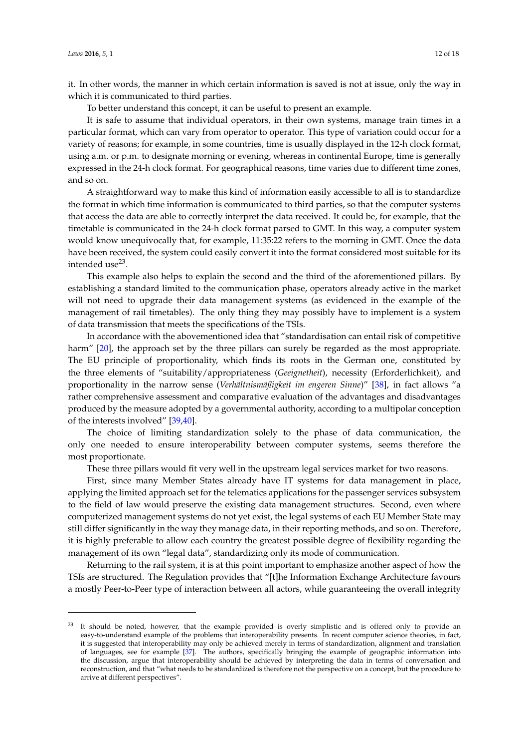it. In other words, the manner in which certain information is saved is not at issue, only the way in which it is communicated to third parties.

To better understand this concept, it can be useful to present an example.

It is safe to assume that individual operators, in their own systems, manage train times in a particular format, which can vary from operator to operator. This type of variation could occur for a variety of reasons; for example, in some countries, time is usually displayed in the 12-h clock format, using a.m. or p.m. to designate morning or evening, whereas in continental Europe, time is generally expressed in the 24-h clock format. For geographical reasons, time varies due to different time zones, and so on.

A straightforward way to make this kind of information easily accessible to all is to standardize the format in which time information is communicated to third parties, so that the computer systems that access the data are able to correctly interpret the data received. It could be, for example, that the timetable is communicated in the 24-h clock format parsed to GMT. In this way, a computer system would know unequivocally that, for example, 11:35:22 refers to the morning in GMT. Once the data have been received, the system could easily convert it into the format considered most suitable for its intended use[23].

This example also helps to explain the second and the third of the aforementioned pillars. By establishing a standard limited to the communication phase, operators already active in the market will not need to upgrade their data management systems (as evidenced in the example of the management of rail timetables). The only thing they may possibly have to implement is a system of data transmission that meets the specifications of the TSIs.

In accordance with the abovementioned idea that "standardisation can entail risk of competitive harm" [20], the approach set by the three pillars can surely be regarded as the most appropriate. The EU principle of proportionality, which finds its roots in the German one, constituted by the three elements of "suitability/appropriateness (*Geeignetheit*), necessity (Erforderlichkeit), and proportionality in the narrow sense (*Verhältnismäßigkeit im engeren Sinne*)" [38], in fact allows "a rather comprehensive assessment and comparative evaluation of the advantages and disadvantages produced by the measure adopted by a governmental authority, according to a multipolar conception of the interests involved" [39,40].

The choice of limiting standardization solely to the phase of data communication, the only one needed to ensure interoperability between computer systems, seems therefore the most proportionate.

These three pillars would fit very well in the upstream legal services market for two reasons.

First, since many Member States already have IT systems for data management in place, applying the limited approach set for the telematics applications for the passenger services subsystem to the field of law would preserve the existing data management structures. Second, even where computerized management systems do not yet exist, the legal systems of each EU Member State may still differ significantly in the way they manage data, in their reporting methods, and so on. Therefore, it is highly preferable to allow each country the greatest possible degree of flexibility regarding the management of its own "legal data", standardizing only its mode of communication.

Returning to the rail system, it is at this point important to emphasize another aspect of how the TSIs are structured. The Regulation provides that "[t]he Information Exchange Architecture favours a mostly Peer-to-Peer type of interaction between all actors, while guaranteeing the overall integrity

---

[23] It should be noted, however, that the example provided is overly simplistic and is offered only to provide an easy-to-understand example of the problems that interoperability presents. In recent computer science theories, in fact, it is suggested that interoperability may only be achieved merely in terms of standardization, alignment and translation of languages, see for example [37]. The authors, specifically bringing the example of geographic information into the discussion, argue that interoperability should be achieved by interpreting the data in terms of conversation and reconstruction, and that "what needs to be standardized is therefore not the perspective on a concept, but the procedure to arrive at different perspectives".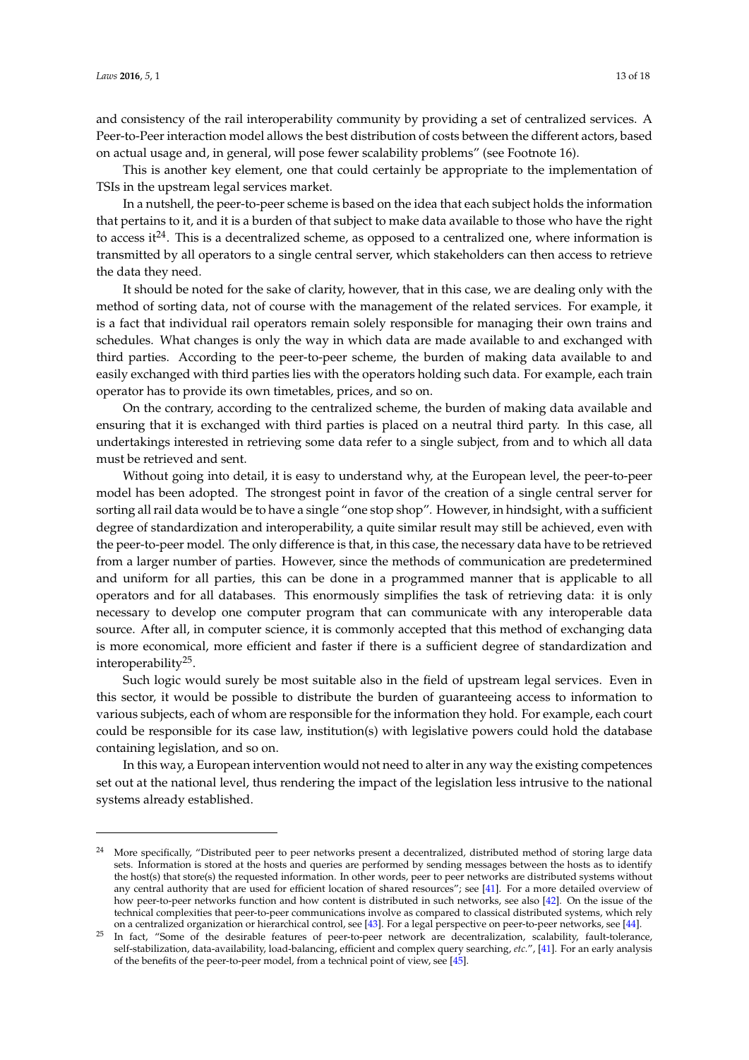and consistency of the rail interoperability community by providing a set of centralized services. A Peer-to-Peer interaction model allows the best distribution of costs between the different actors, based on actual usage and, in general, will pose fewer scalability problems" (see Footnote 16).

This is another key element, one that could certainly be appropriate to the implementation of TSIs in the upstream legal services market.

In a nutshell, the peer-to-peer scheme is based on the idea that each subject holds the information that pertains to it, and it is a burden of that subject to make data available to those who have the right to access it[24]. This is a decentralized scheme, as opposed to a centralized one, where information is transmitted by all operators to a single central server, which stakeholders can then access to retrieve the data they need.

It should be noted for the sake of clarity, however, that in this case, we are dealing only with the method of sorting data, not of course with the management of the related services. For example, it is a fact that individual rail operators remain solely responsible for managing their own trains and schedules. What changes is only the way in which data are made available to and exchanged with third parties. According to the peer-to-peer scheme, the burden of making data available to and easily exchanged with third parties lies with the operators holding such data. For example, each train operator has to provide its own timetables, prices, and so on.

On the contrary, according to the centralized scheme, the burden of making data available and ensuring that it is exchanged with third parties is placed on a neutral third party. In this case, all undertakings interested in retrieving some data refer to a single subject, from and to which all data must be retrieved and sent.

Without going into detail, it is easy to understand why, at the European level, the peer-to-peer model has been adopted. The strongest point in favor of the creation of a single central server for sorting all rail data would be to have a single "one stop shop". However, in hindsight, with a sufficient degree of standardization and interoperability, a quite similar result may still be achieved, even with the peer-to-peer model. The only difference is that, in this case, the necessary data have to be retrieved from a larger number of parties. However, since the methods of communication are predetermined and uniform for all parties, this can be done in a programmed manner that is applicable to all operators and for all databases. This enormously simplifies the task of retrieving data: it is only necessary to develop one computer program that can communicate with any interoperable data source. After all, in computer science, it is commonly accepted that this method of exchanging data is more economical, more efficient and faster if there is a sufficient degree of standardization and interoperability[25].

Such logic would surely be most suitable also in the field of upstream legal services. Even in this sector, it would be possible to distribute the burden of guaranteeing access to information to various subjects, each of whom are responsible for the information they hold. For example, each court could be responsible for its case law, institution(s) with legislative powers could hold the database containing legislation, and so on.

In this way, a European intervention would not need to alter in any way the existing competences set out at the national level, thus rendering the impact of the legislation less intrusive to the national systems already established.

---

[24] More specifically, "Distributed peer to peer networks present a decentralized, distributed method of storing large data sets. Information is stored at the hosts and queries are performed by sending messages between the hosts as to identify the host(s) that store(s) the requested information. In other words, peer to peer networks are distributed systems without any central authority that are used for efficient location of shared resources"; see [41]. For a more detailed overview of how peer-to-peer networks function and how content is distributed in such networks, see also [42]. On the issue of the technical complexities that peer-to-peer communications involve as compared to classical distributed systems, which rely on a centralized organization or hierarchical control, see [43]. For a legal perspective on peer-to-peer networks, see [44].

[25] In fact, "Some of the desirable features of peer-to-peer network are decentralization, scalability, fault-tolerance, self-stabilization, data-availability, load-balancing, efficient and complex query searching, *etc.*", [41]. For an early analysis of the benefits of the peer-to-peer model, from a technical point of view, see [45].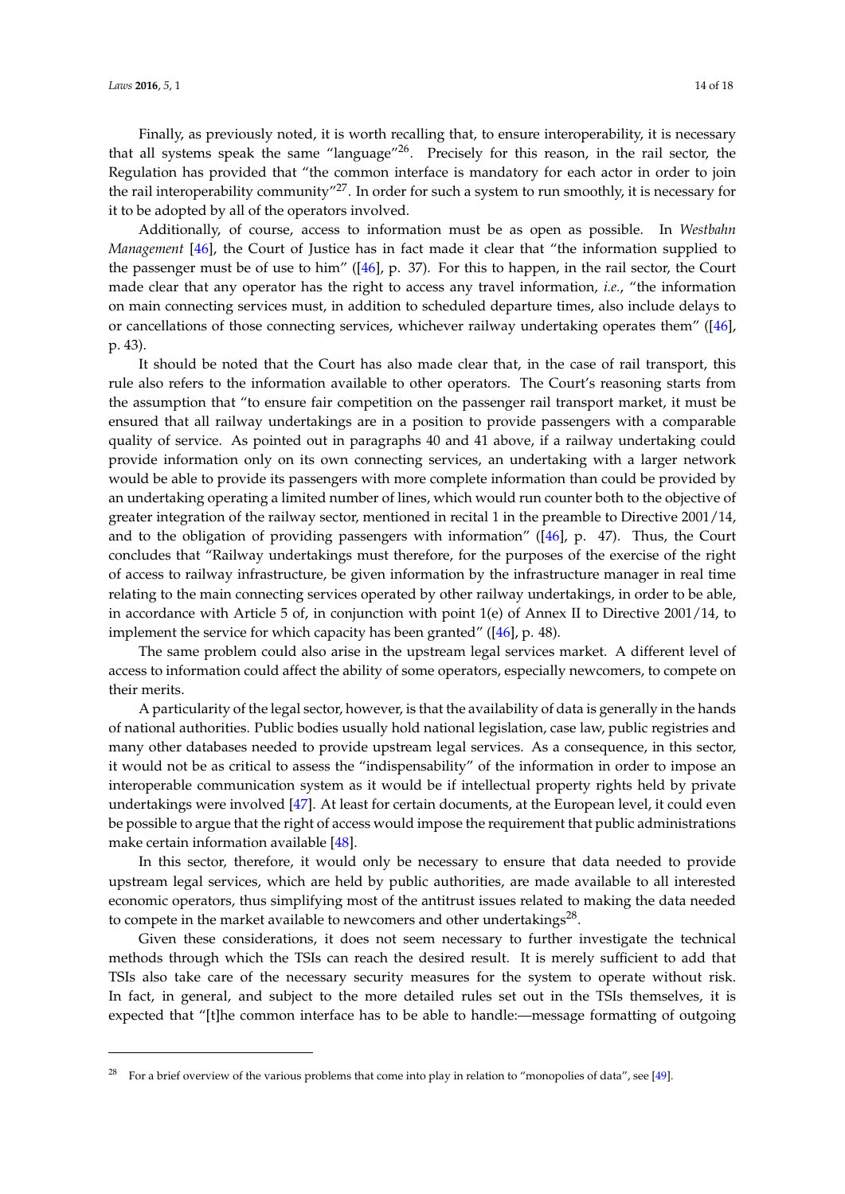Finally, as previously noted, it is worth recalling that, to ensure interoperability, it is necessary that all systems speak the same "language"[26]. Precisely for this reason, in the rail sector, the Regulation has provided that "the common interface is mandatory for each actor in order to join the rail interoperability community"[27]. In order for such a system to run smoothly, it is necessary for it to be adopted by all of the operators involved.

Additionally, of course, access to information must be as open as possible. In *Westbahn Management* [46], the Court of Justice has in fact made it clear that "the information supplied to the passenger must be of use to him" ([46], p. 37). For this to happen, in the rail sector, the Court made clear that any operator has the right to access any travel information, *i.e.*, "the information on main connecting services must, in addition to scheduled departure times, also include delays to or cancellations of those connecting services, whichever railway undertaking operates them" ([46], p. 43).

It should be noted that the Court has also made clear that, in the case of rail transport, this rule also refers to the information available to other operators. The Court's reasoning starts from the assumption that "to ensure fair competition on the passenger rail transport market, it must be ensured that all railway undertakings are in a position to provide passengers with a comparable quality of service. As pointed out in paragraphs 40 and 41 above, if a railway undertaking could provide information only on its own connecting services, an undertaking with a larger network would be able to provide its passengers with more complete information than could be provided by an undertaking operating a limited number of lines, which would run counter both to the objective of greater integration of the railway sector, mentioned in recital 1 in the preamble to Directive 2001/14, and to the obligation of providing passengers with information" ([46], p. 47). Thus, the Court concludes that "Railway undertakings must therefore, for the purposes of the exercise of the right of access to railway infrastructure, be given information by the infrastructure manager in real time relating to the main connecting services operated by other railway undertakings, in order to be able, in accordance with Article 5 of, in conjunction with point 1(e) of Annex II to Directive 2001/14, to implement the service for which capacity has been granted" ([46], p. 48).

The same problem could also arise in the upstream legal services market. A different level of access to information could affect the ability of some operators, especially newcomers, to compete on their merits.

A particularity of the legal sector, however, is that the availability of data is generally in the hands of national authorities. Public bodies usually hold national legislation, case law, public registries and many other databases needed to provide upstream legal services. As a consequence, in this sector, it would not be as critical to assess the "indispensability" of the information in order to impose an interoperable communication system as it would be if intellectual property rights held by private undertakings were involved [47]. At least for certain documents, at the European level, it could even be possible to argue that the right of access would impose the requirement that public administrations make certain information available [48].

In this sector, therefore, it would only be necessary to ensure that data needed to provide upstream legal services, which are held by public authorities, are made available to all interested economic operators, thus simplifying most of the antitrust issues related to making the data needed to compete in the market available to newcomers and other undertakings[28].

Given these considerations, it does not seem necessary to further investigate the technical methods through which the TSIs can reach the desired result. It is merely sufficient to add that TSIs also take care of the necessary security measures for the system to operate without risk. In fact, in general, and subject to the more detailed rules set out in the TSIs themselves, it is expected that "[t]he common interface has to be able to handle:—message formatting of outgoing

---

[28] For a brief overview of the various problems that come into play in relation to "monopolies of data", see [49].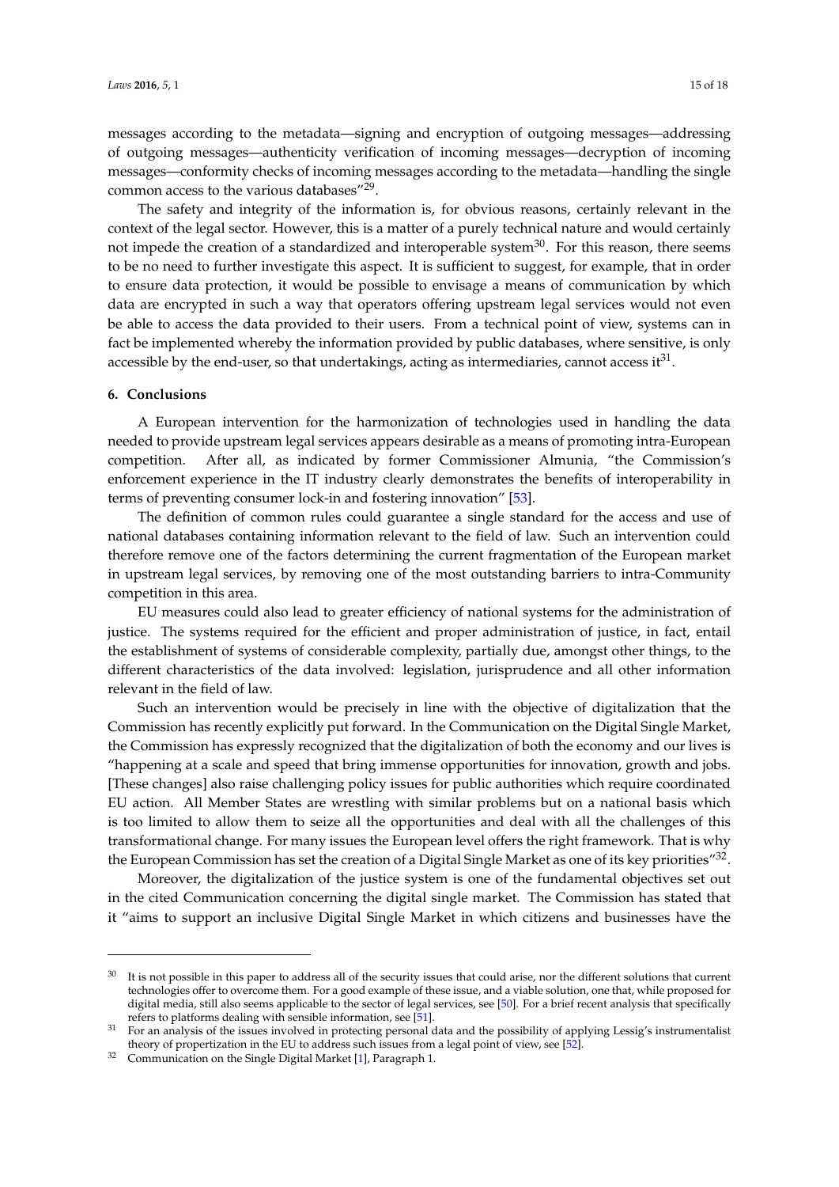messages according to the metadata—signing and encryption of outgoing messages—addressing of outgoing messages—authenticity verification of incoming messages—decryption of incoming messages—conformity checks of incoming messages according to the metadata—handling the single common access to the various databases"[29].

The safety and integrity of the information is, for obvious reasons, certainly relevant in the context of the legal sector. However, this is a matter of a purely technical nature and would certainly not impede the creation of a standardized and interoperable system[30]. For this reason, there seems to be no need to further investigate this aspect. It is sufficient to suggest, for example, that in order to ensure data protection, it would be possible to envisage a means of communication by which data are encrypted in such a way that operators offering upstream legal services would not even be able to access the data provided to their users. From a technical point of view, systems can in fact be implemented whereby the information provided by public databases, where sensitive, is only accessible by the end-user, so that undertakings, acting as intermediaries, cannot access it[31].

## 6. Conclusions

A European intervention for the harmonization of technologies used in handling the data needed to provide upstream legal services appears desirable as a means of promoting intra-European competition. After all, as indicated by former Commissioner Almunia, "the Commission's enforcement experience in the IT industry clearly demonstrates the benefits of interoperability in terms of preventing consumer lock-in and fostering innovation" [53].

The definition of common rules could guarantee a single standard for the access and use of national databases containing information relevant to the field of law. Such an intervention could therefore remove one of the factors determining the current fragmentation of the European market in upstream legal services, by removing one of the most outstanding barriers to intra-Community competition in this area.

EU measures could also lead to greater efficiency of national systems for the administration of justice. The systems required for the efficient and proper administration of justice, in fact, entail the establishment of systems of considerable complexity, partially due, amongst other things, to the different characteristics of the data involved: legislation, jurisprudence and all other information relevant in the field of law.

Such an intervention would be precisely in line with the objective of digitalization that the Commission has recently explicitly put forward. In the Communication on the Digital Single Market, the Commission has expressly recognized that the digitalization of both the economy and our lives is "happening at a scale and speed that bring immense opportunities for innovation, growth and jobs. [These changes] also raise challenging policy issues for public authorities which require coordinated EU action. All Member States are wrestling with similar problems but on a national basis which is too limited to allow them to seize all the opportunities and deal with all the challenges of this transformational change. For many issues the European level offers the right framework. That is why the European Commission has set the creation of a Digital Single Market as one of its key priorities"[32].

Moreover, the digitalization of the justice system is one of the fundamental objectives set out in the cited Communication concerning the digital single market. The Commission has stated that it "aims to support an inclusive Digital Single Market in which citizens and businesses have the

---

[30] It is not possible in this paper to address all of the security issues that could arise, nor the different solutions that current technologies offer to overcome them. For a good example of these issue, and a viable solution, one that, while proposed for digital media, still also seems applicable to the sector of legal services, see [50]. For a brief recent analysis that specifically refers to platforms dealing with sensible information, see [51].

[31] For an analysis of the issues involved in protecting personal data and the possibility of applying Lessig's instrumentalist theory of propertization in the EU to address such issues from a legal point of view, see [52].

[32] Communication on the Single Digital Market [1], Paragraph 1.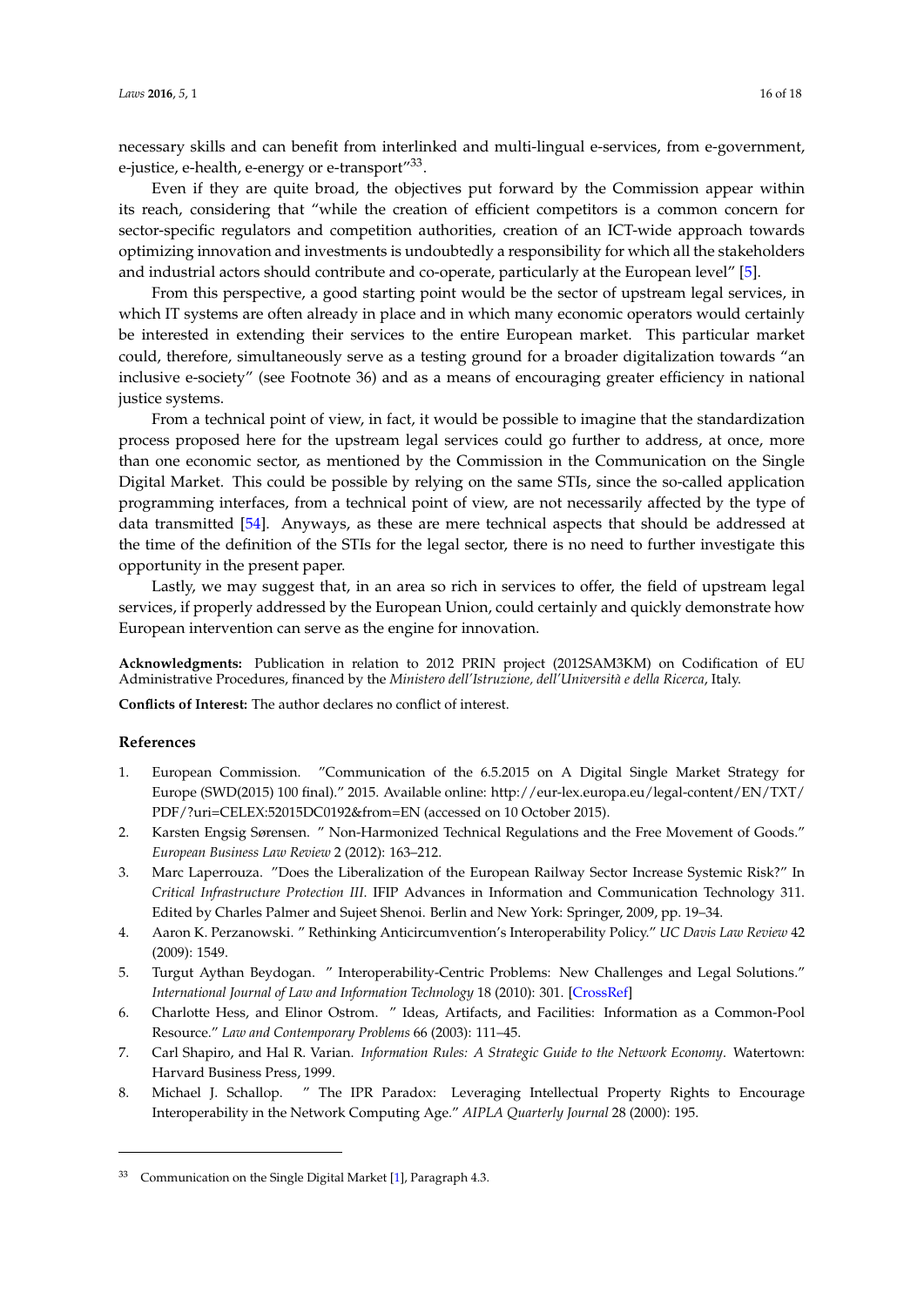necessary skills and can benefit from interlinked and multi-lingual e-services, from e-government, e-justice, e-health, e-energy or e-transport"[33].

Even if they are quite broad, the objectives put forward by the Commission appear within its reach, considering that "while the creation of efficient competitors is a common concern for sector-specific regulators and competition authorities, creation of an ICT-wide approach towards optimizing innovation and investments is undoubtedly a responsibility for which all the stakeholders and industrial actors should contribute and co-operate, particularly at the European level" [5].

From this perspective, a good starting point would be the sector of upstream legal services, in which IT systems are often already in place and in which many economic operators would certainly be interested in extending their services to the entire European market. This particular market could, therefore, simultaneously serve as a testing ground for a broader digitalization towards "an inclusive e-society" (see Footnote 36) and as a means of encouraging greater efficiency in national justice systems.

From a technical point of view, in fact, it would be possible to imagine that the standardization process proposed here for the upstream legal services could go further to address, at once, more than one economic sector, as mentioned by the Commission in the Communication on the Single Digital Market. This could be possible by relying on the same STIs, since the so-called application programming interfaces, from a technical point of view, are not necessarily affected by the type of data transmitted [54]. Anyways, as these are mere technical aspects that should be addressed at the time of the definition of the STIs for the legal sector, there is no need to further investigate this opportunity in the present paper.

Lastly, we may suggest that, in an area so rich in services to offer, the field of upstream legal services, if properly addressed by the European Union, could certainly and quickly demonstrate how European intervention can serve as the engine for innovation.

**Acknowledgments:** Publication in relation to 2012 PRIN project (2012SAM3KM) on Codification of EU Administrative Procedures, financed by the *Ministero dell'Istruzione, dell'Università e della Ricerca*, Italy.

**Conflicts of Interest:** The author declares no conflict of interest.

## References

1. European Commission. "Communication of the 6.5.2015 on A Digital Single Market Strategy for Europe (SWD(2015) 100 final)." 2015. Available online: http://eur-lex.europa.eu/legal-content/EN/TXT/PDF/?uri=CELEX:52015DC0192&from=EN (accessed on 10 October 2015).
2. Karsten Engsig Sørensen. " Non-Harmonized Technical Regulations and the Free Movement of Goods." *European Business Law Review* 2 (2012): 163–212.
3. Marc Laperrouza. "Does the Liberalization of the European Railway Sector Increase Systemic Risk?" In *Critical Infrastructure Protection III*. IFIP Advances in Information and Communication Technology 311. Edited by Charles Palmer and Sujeet Shenoi. Berlin and New York: Springer, 2009, pp. 19–34.
4. Aaron K. Perzanowski. " Rethinking Anticircumvention's Interoperability Policy." *UC Davis Law Review* 42 (2009): 1549.
5. Turgut Aythan Beydogan. " Interoperability-Centric Problems: New Challenges and Legal Solutions." *International Journal of Law and Information Technology* 18 (2010): 301. [CrossRef]
6. Charlotte Hess, and Elinor Ostrom. " Ideas, Artifacts, and Facilities: Information as a Common-Pool Resource." *Law and Contemporary Problems* 66 (2003): 111–45.
7. Carl Shapiro, and Hal R. Varian. *Information Rules: A Strategic Guide to the Network Economy*. Watertown: Harvard Business Press, 1999.
8. Michael J. Schallop. " The IPR Paradox: Leveraging Intellectual Property Rights to Encourage Interoperability in the Network Computing Age." *AIPLA Quarterly Journal* 28 (2000): 195.

---

[33] Communication on the Single Digital Market [1], Paragraph 4.3.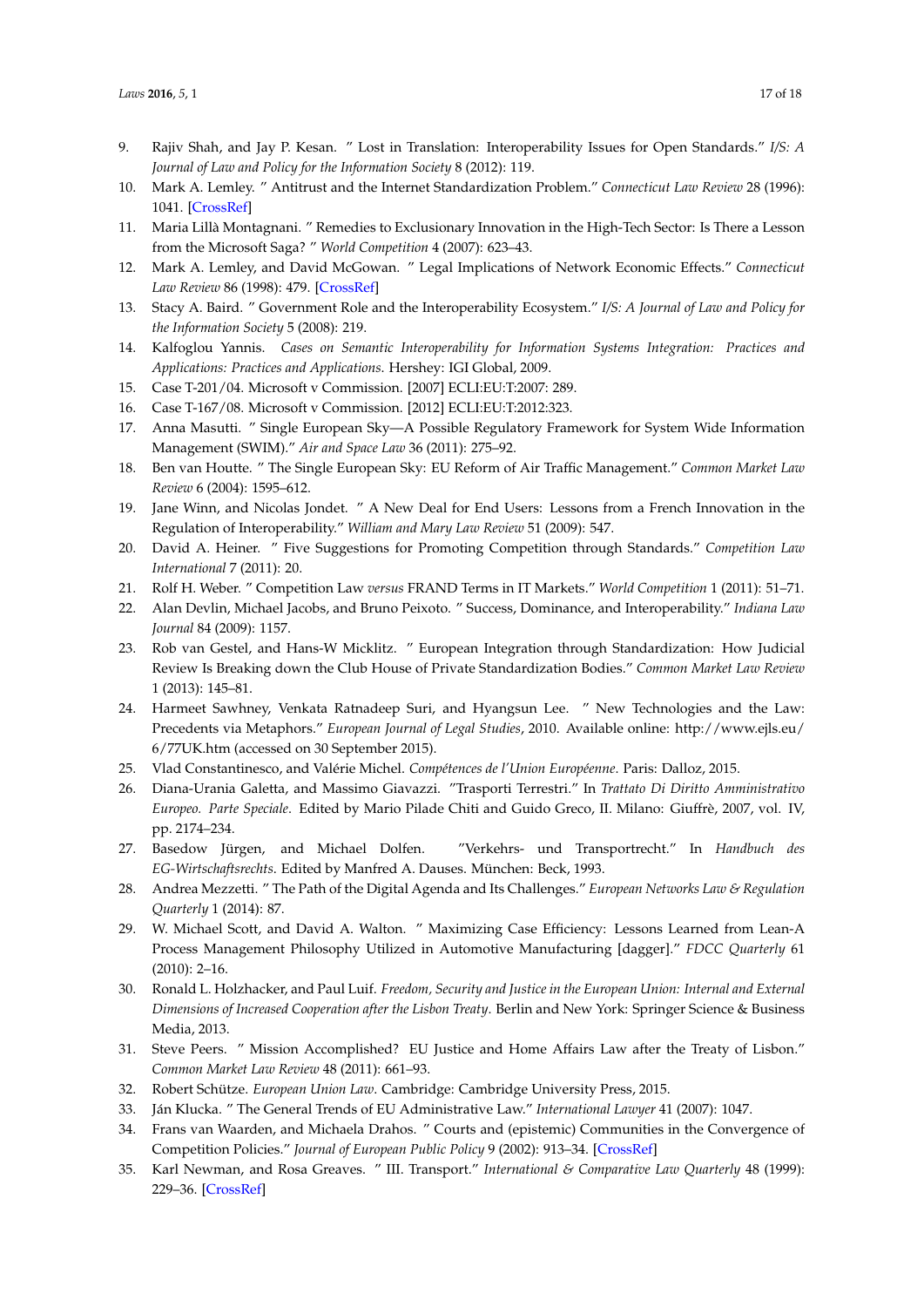9. Rajiv Shah, and Jay P. Kesan. " Lost in Translation: Interoperability Issues for Open Standards." *I/S: A Journal of Law and Policy for the Information Society* 8 (2012): 119.
10. Mark A. Lemley. " Antitrust and the Internet Standardization Problem." *Connecticut Law Review* 28 (1996): 1041. [CrossRef]
11. Maria Lillà Montagnani. " Remedies to Exclusionary Innovation in the High-Tech Sector: Is There a Lesson from the Microsoft Saga? " *World Competition* 4 (2007): 623–43.
12. Mark A. Lemley, and David McGowan. " Legal Implications of Network Economic Effects." *Connecticut Law Review* 86 (1998): 479. [CrossRef]
13. Stacy A. Baird. " Government Role and the Interoperability Ecosystem." *I/S: A Journal of Law and Policy for the Information Society* 5 (2008): 219.
14. Kalfoglou Yannis. *Cases on Semantic Interoperability for Information Systems Integration: Practices and Applications: Practices and Applications*. Hershey: IGI Global, 2009.
15. Case T-201/04. Microsoft v Commission. [2007] ECLI:EU:T:2007: 289.
16. Case T-167/08. Microsoft v Commission. [2012] ECLI:EU:T:2012:323.
17. Anna Masutti. " Single European Sky—A Possible Regulatory Framework for System Wide Information Management (SWIM)." *Air and Space Law* 36 (2011): 275–92.
18. Ben van Houtte. " The Single European Sky: EU Reform of Air Traffic Management." *Common Market Law Review* 6 (2004): 1595–612.
19. Jane Winn, and Nicolas Jondet. " A New Deal for End Users: Lessons from a French Innovation in the Regulation of Interoperability." *William and Mary Law Review* 51 (2009): 547.
20. David A. Heiner. " Five Suggestions for Promoting Competition through Standards." *Competition Law International* 7 (2011): 20.
21. Rolf H. Weber. " Competition Law *versus* FRAND Terms in IT Markets." *World Competition* 1 (2011): 51–71.
22. Alan Devlin, Michael Jacobs, and Bruno Peixoto. " Success, Dominance, and Interoperability." *Indiana Law Journal* 84 (2009): 1157.
23. Rob van Gestel, and Hans-W Micklitz. " European Integration through Standardization: How Judicial Review Is Breaking down the Club House of Private Standardization Bodies." *Common Market Law Review* 1 (2013): 145–81.
24. Harmeet Sawhney, Venkata Ratnadeep Suri, and Hyangsun Lee. " New Technologies and the Law: Precedents via Metaphors." *European Journal of Legal Studies*, 2010. Available online: http://www.ejls.eu/6/77UK.htm (accessed on 30 September 2015).
25. Vlad Constantinesco, and Valérie Michel. *Compétences de l'Union Européenne*. Paris: Dalloz, 2015.
26. Diana-Urania Galetta, and Massimo Giavazzi. "Trasporti Terrestri." In *Trattato Di Diritto Amministrativo Europeo. Parte Speciale*. Edited by Mario Pilade Chiti and Guido Greco, II. Milano: Giuffrè, 2007, vol. IV, pp. 2174–234.
27. Basedow Jürgen, and Michael Dolfen. "Verkehrs- und Transportrecht." In *Handbuch des EG-Wirtschaftsrechts*. Edited by Manfred A. Dauses. München: Beck, 1993.
28. Andrea Mezzetti. " The Path of the Digital Agenda and Its Challenges." *European Networks Law & Regulation Quarterly* 1 (2014): 87.
29. W. Michael Scott, and David A. Walton. " Maximizing Case Efficiency: Lessons Learned from Lean-A Process Management Philosophy Utilized in Automotive Manufacturing [dagger]." *FDCC Quarterly* 61 (2010): 2–16.
30. Ronald L. Holzhacker, and Paul Luif. *Freedom, Security and Justice in the European Union: Internal and External Dimensions of Increased Cooperation after the Lisbon Treaty*. Berlin and New York: Springer Science & Business Media, 2013.
31. Steve Peers. " Mission Accomplished? EU Justice and Home Affairs Law after the Treaty of Lisbon." *Common Market Law Review* 48 (2011): 661–93.
32. Robert Schütze. *European Union Law*. Cambridge: Cambridge University Press, 2015.
33. Ján Klucka. " The General Trends of EU Administrative Law." *International Lawyer* 41 (2007): 1047.
34. Frans van Waarden, and Michaela Drahos. " Courts and (epistemic) Communities in the Convergence of Competition Policies." *Journal of European Public Policy* 9 (2002): 913–34. [CrossRef]
35. Karl Newman, and Rosa Greaves. " III. Transport." *International & Comparative Law Quarterly* 48 (1999): 229–36. [CrossRef]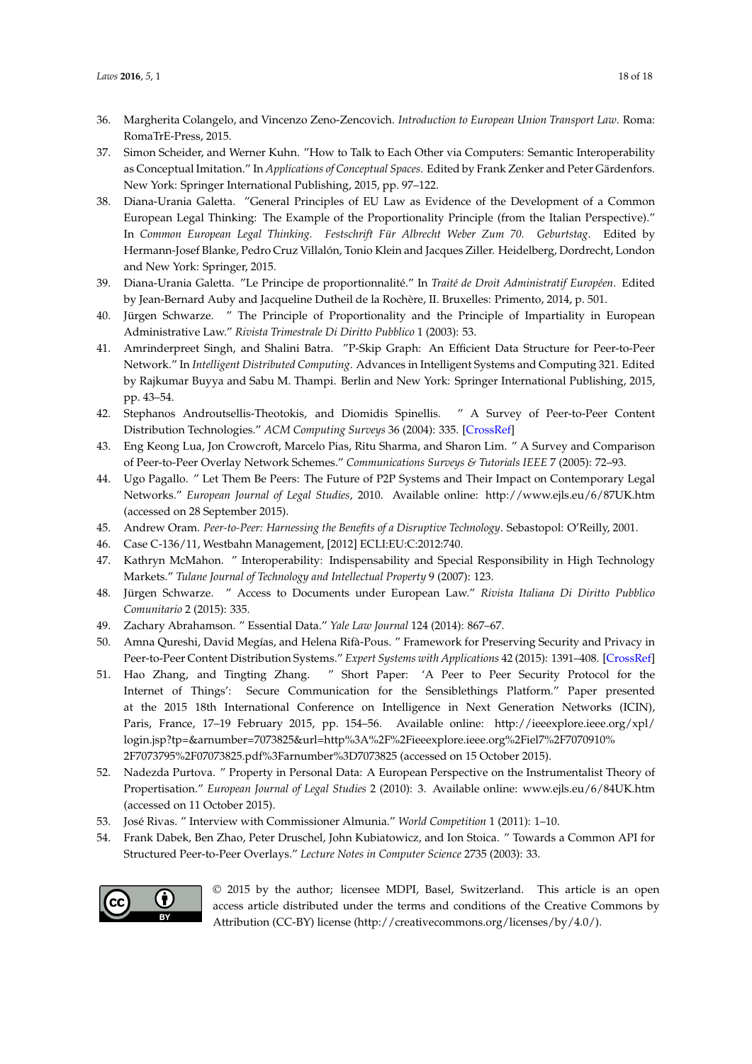36. Margherita Colangelo, and Vincenzo Zeno-Zencovich. *Introduction to European Union Transport Law*. Roma: RomaTrE-Press, 2015.
37. Simon Scheider, and Werner Kuhn. "How to Talk to Each Other via Computers: Semantic Interoperability as Conceptual Imitation." In *Applications of Conceptual Spaces*. Edited by Frank Zenker and Peter Gärdenfors. New York: Springer International Publishing, 2015, pp. 97–122.
38. Diana-Urania Galetta. "General Principles of EU Law as Evidence of the Development of a Common European Legal Thinking: The Example of the Proportionality Principle (from the Italian Perspective)." In *Common European Legal Thinking. Festschrift Für Albrecht Weber Zum 70. Geburtstag*. Edited by Hermann-Josef Blanke, Pedro Cruz Villalón, Tonio Klein and Jacques Ziller. Heidelberg, Dordrecht, London and New York: Springer, 2015.
39. Diana-Urania Galetta. "Le Principe de proportionnalité." In *Traité de Droit Administratif Européen*. Edited by Jean-Bernard Auby and Jacqueline Dutheil de la Rochère, II. Bruxelles: Primento, 2014, p. 501.
40. Jürgen Schwarze. " The Principle of Proportionality and the Principle of Impartiality in European Administrative Law." *Rivista Trimestrale Di Diritto Pubblico* 1 (2003): 53.
41. Amrinderpreet Singh, and Shalini Batra. "P-Skip Graph: An Efficient Data Structure for Peer-to-Peer Network." In *Intelligent Distributed Computing*. Advances in Intelligent Systems and Computing 321. Edited by Rajkumar Buyya and Sabu M. Thampi. Berlin and New York: Springer International Publishing, 2015, pp. 43–54.
42. Stephanos Androutsellis-Theotokis, and Diomidis Spinellis. " A Survey of Peer-to-Peer Content Distribution Technologies." *ACM Computing Surveys* 36 (2004): 335. [CrossRef]
43. Eng Keong Lua, Jon Crowcroft, Marcelo Pias, Ritu Sharma, and Sharon Lim. " A Survey and Comparison of Peer-to-Peer Overlay Network Schemes." *Communications Surveys & Tutorials IEEE* 7 (2005): 72–93.
44. Ugo Pagallo. " Let Them Be Peers: The Future of P2P Systems and Their Impact on Contemporary Legal Networks." *European Journal of Legal Studies*, 2010. Available online: http://www.ejls.eu/6/87UK.htm (accessed on 28 September 2015).
45. Andrew Oram. *Peer-to-Peer: Harnessing the Benefits of a Disruptive Technology*. Sebastopol: O'Reilly, 2001.
46. Case C-136/11, Westbahn Management, [2012] ECLI:EU:C:2012:740.
47. Kathryn McMahon. " Interoperability: Indispensability and Special Responsibility in High Technology Markets." *Tulane Journal of Technology and Intellectual Property* 9 (2007): 123.
48. Jürgen Schwarze. " Access to Documents under European Law." *Rivista Italiana Di Diritto Pubblico Comunitario* 2 (2015): 335.
49. Zachary Abrahamson. " Essential Data." *Yale Law Journal* 124 (2014): 867–67.
50. Amna Qureshi, David Megías, and Helena Rifà-Pous. " Framework for Preserving Security and Privacy in Peer-to-Peer Content Distribution Systems." *Expert Systems with Applications* 42 (2015): 1391–408. [CrossRef]
51. Hao Zhang, and Tingting Zhang. " Short Paper: 'A Peer to Peer Security Protocol for the Internet of Things': Secure Communication for the Sensiblethings Platform." Paper presented at the 2015 18th International Conference on Intelligence in Next Generation Networks (ICIN), Paris, France, 17–19 February 2015, pp. 154–56. Available online: http://ieeexplore.ieee.org/xpl/login.jsp?tp=&arnumber=7073825&url=http%3A%2F%2Fieeexplore.ieee.org%2Fiel7%2F7070910%2F7073795%2F07073825.pdf%3Farnumber%3D7073825 (accessed on 15 October 2015).
52. Nadezda Purtova. " Property in Personal Data: A European Perspective on the Instrumentalist Theory of Propertisation." *European Journal of Legal Studies* 2 (2010): 3. Available online: www.ejls.eu/6/84UK.htm (accessed on 11 October 2015).
53. José Rivas. " Interview with Commissioner Almunia." *World Competition* 1 (2011): 1–10.
54. Frank Dabek, Ben Zhao, Peter Druschel, John Kubiatowicz, and Ion Stoica. " Towards a Common API for Structured Peer-to-Peer Overlays." *Lecture Notes in Computer Science* 2735 (2003): 33.

© 2015 by the author; licensee MDPI, Basel, Switzerland. This article is an open access article distributed under the terms and conditions of the Creative Commons by Attribution (CC-BY) license (http://creativecommons.org/licenses/by/4.0/).